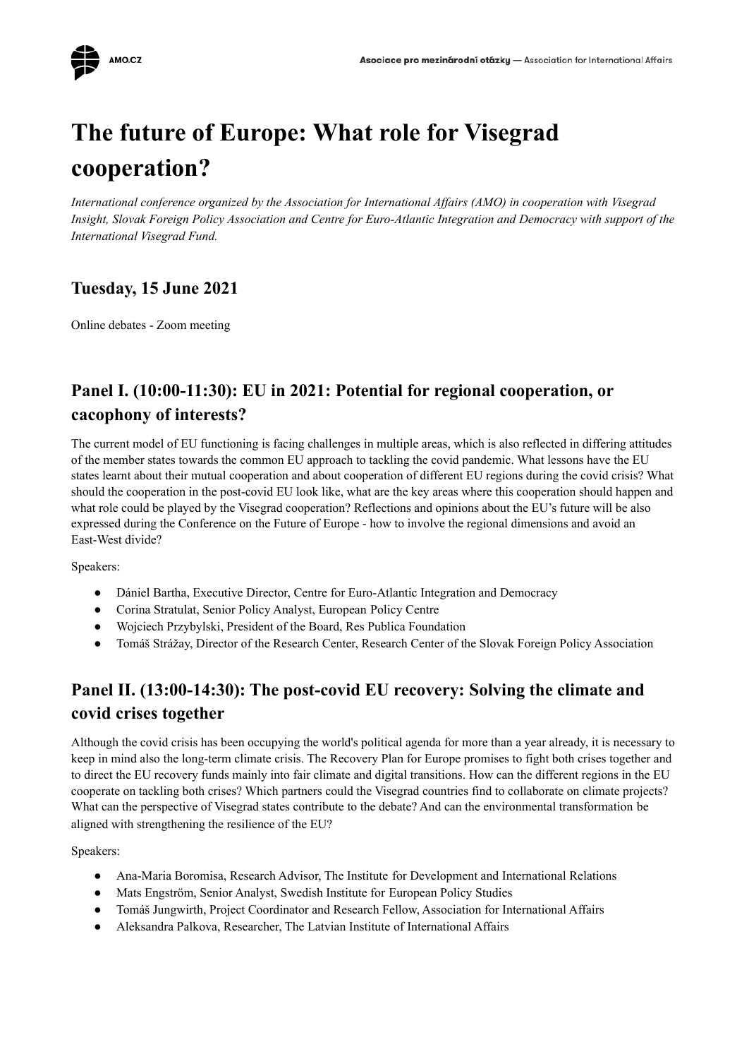# The future of Europe: What role for Visegrad cooperation?

*International conference organized by the Association for International Affairs (AMO) in cooperation with Visegrad Insight, Slovak Foreign Policy Association and Centre for Euro-Atlantic Integration and Democracy with support of the International Visegrad Fund.*

## Tuesday, 15 June 2021

Online debates - Zoom meeting

## Panel I. (10:00-11:30): EU in 2021: Potential for regional cooperation, or cacophony of interests?

The current model of EU functioning is facing challenges in multiple areas, which is also reflected in differing attitudes of the member states towards the common EU approach to tackling the covid pandemic. What lessons have the EU states learnt about their mutual cooperation and about cooperation of different EU regions during the covid crisis? What should the cooperation in the post-covid EU look like, what are the key areas where this cooperation should happen and what role could be played by the Visegrad cooperation? Reflections and opinions about the EU's future will be also expressed during the Conference on the Future of Europe - how to involve the regional dimensions and avoid an East-West divide?

Speakers:

- Dániel Bartha, Executive Director, Centre for Euro-Atlantic Integration and Democracy
- Corina Stratulat, Senior Policy Analyst, European Policy Centre
- Wojciech Przybylski, President of the Board, Res Publica Foundation
- Tomáš Strážay, Director of the Research Center, Research Center of the Slovak Foreign Policy Association

## Panel II. (13:00-14:30): The post-covid EU recovery: Solving the climate and covid crises together

Although the covid crisis has been occupying the world's political agenda for more than a year already, it is necessary to keep in mind also the long-term climate crisis. The Recovery Plan for Europe promises to fight both crises together and to direct the EU recovery funds mainly into fair climate and digital transitions. How can the different regions in the EU cooperate on tackling both crises? Which partners could the Visegrad countries find to collaborate on climate projects? What can the perspective of Visegrad states contribute to the debate? And can the environmental transformation be aligned with strengthening the resilience of the EU?

Speakers:

- Ana-Maria Boromisa, Research Advisor, The Institute for Development and International Relations
- Mats Engström, Senior Analyst, Swedish Institute for European Policy Studies
- Tomáš Jungwirth, Project Coordinator and Research Fellow, Association for International Affairs
- Aleksandra Palkova, Researcher, The Latvian Institute of International Affairs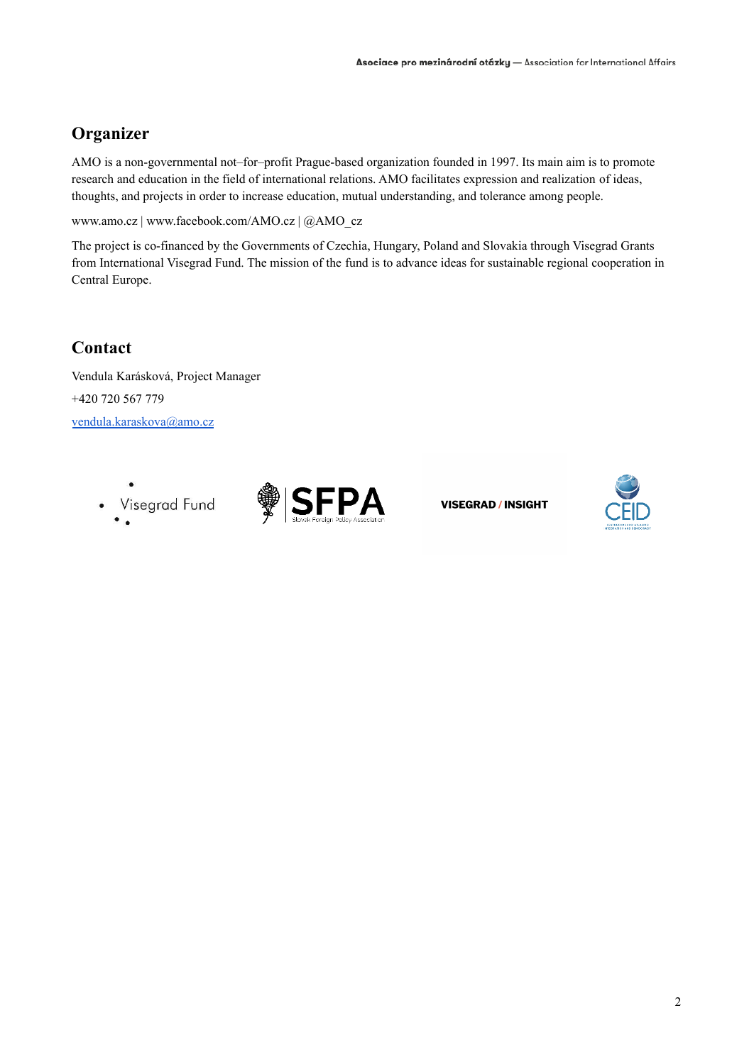## Organizer

AMO is a non-governmental not–for–profit Prague-based organization founded in 1997. Its main aim is to promote research and education in the field of international relations. AMO facilitates expression and realization of ideas, thoughts, and projects in order to increase education, mutual understanding, and tolerance among people.

www.amo.cz | www.facebook.com/AMO.cz | @AMO_cz

The project is co-financed by the Governments of Czechia, Hungary, Poland and Slovakia through Visegrad Grants from International Visegrad Fund. The mission of the fund is to advance ideas for sustainable regional cooperation in Central Europe.

## Contact

Vendula Karásková, Project Manager

+420 720 567 779

vendula.karaskova@amo.cz